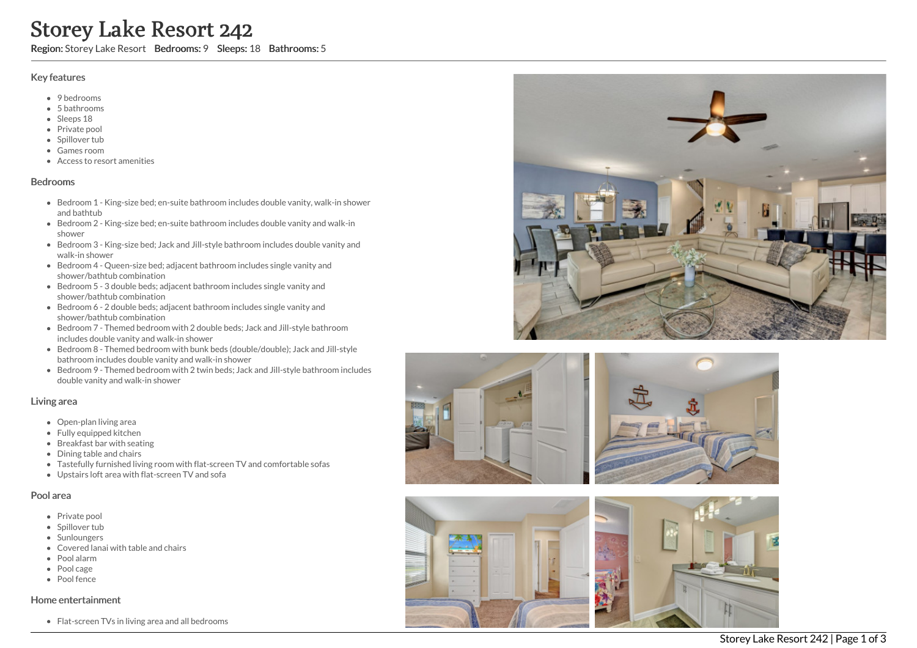# Storey Lake Resort 242

**Region:** Storey Lake Resort **Bedrooms:** 9 **Sleeps:** 18 **Bathrooms:** 5

## Key features

- 9 bedrooms
- 5 bathrooms
- Sleeps 18
- Private pool
- Spillover tub
- Games room
- Access to resort amenities

## Bedrooms

- Bedroom 1 - King-size bed; en-suite bathroom includes double vanity, walk-in shower and bathtub
- Bedroom 2 - King-size bed; en-suite bathroom includes double vanity and walk-in shower
- Bedroom 3 - King-size bed; Jack and Jill-style bathroom includes double vanity and walk-in shower
- Bedroom 4 - Queen-size bed; adjacent bathroom includes single vanity and shower/bathtub combination
- Bedroom 5 - 3 double beds; adjacent bathroom includes single vanity and shower/bathtub combination
- Bedroom 6 - 2 double beds; adjacent bathroom includes single vanity and shower/bathtub combination
- Bedroom 7 - Themed bedroom with 2 double beds; Jack and Jill-style bathroom includes double vanity and walk-in shower
- Bedroom 8 - Themed bedroom with bunk beds (double/double); Jack and Jill-style bathroom includes double vanity and walk-in shower
- Bedroom 9 - Themed bedroom with 2 twin beds; Jack and Jill-style bathroom includes double vanity and walk-in shower

## Living area

- Open-plan living area
- Fully equipped kitchen
- Breakfast bar with seating
- Dining table and chairs
- Tastefully furnished living room with flat-screen TV and comfortable sofas
- Upstairs loft area with flat-screen TV and sofa

## Pool area

- Private pool
- Spillover tub
- Sunloungers
- Covered lanai with table and chairs
- Pool alarm
- Pool cage
- Pool fence

## Home entertainment

- Flat-screen TVs in living area and all bedrooms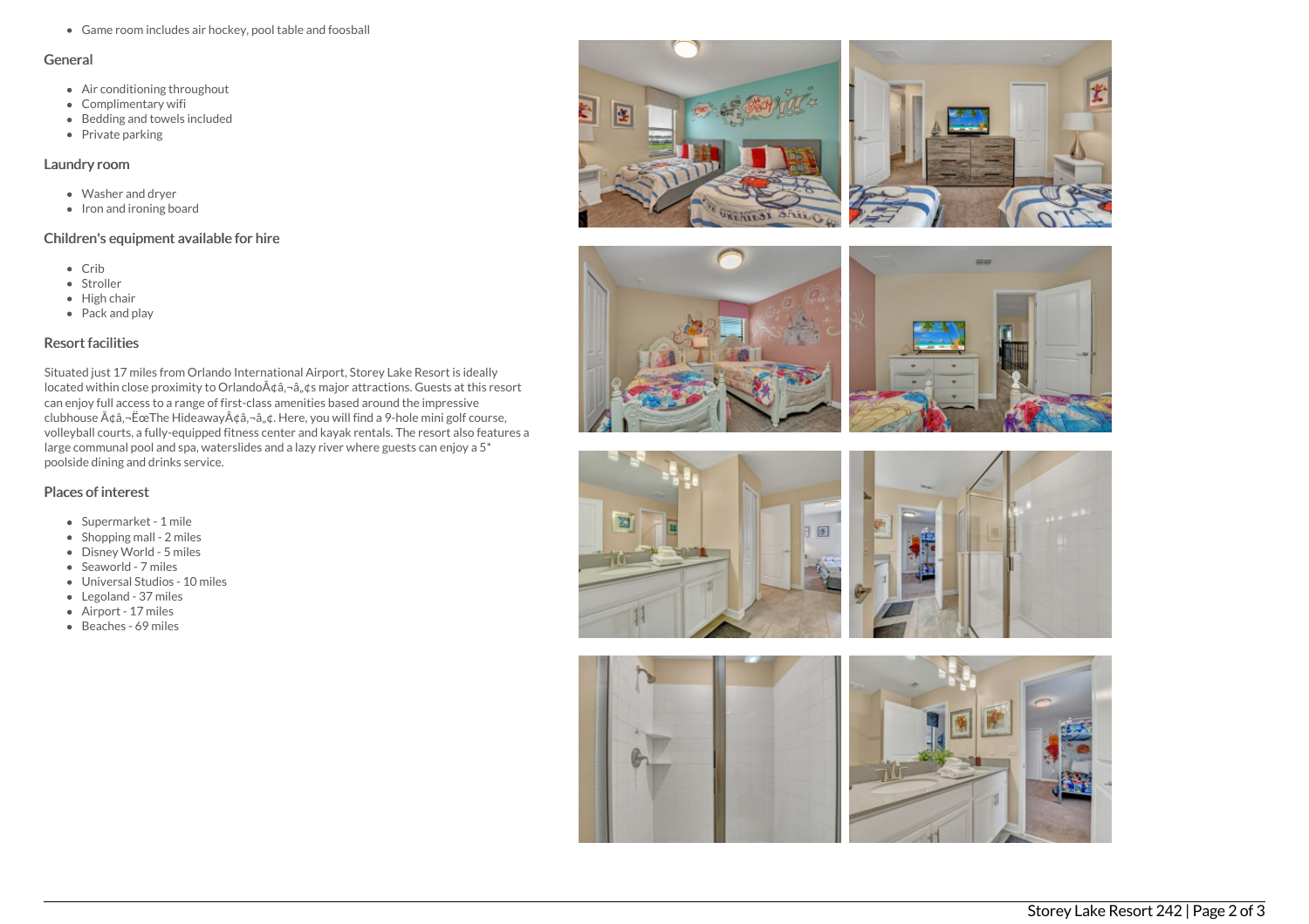- Game room includes air hockey, pool table and foosball

## General

- Air conditioning throughout
- Complimentary wifi
- Bedding and towels included
- Private parking

## Laundry room

- Washer and dryer
- Iron and ironing board

## Children's equipment available for hire

- Crib
- Stroller
- High chair
- Pack and play

## Resort facilities

Situated just 17 miles from Orlando International Airport, Storey Lake Resort is ideally located within close proximity to OrlandoÃ¢â‚¬â„¢s major attractions. Guests at this resort can enjoy full access to a range of first-class amenities based around the impressive clubhouse Ã¢â‚¬ËœThe HideawayÃ¢â‚¬â„¢. Here, you will find a 9-hole mini golf course, volleyball courts, a fully-equipped fitness center and kayak rentals. The resort also features a large communal pool and spa, waterslides and a lazy river where guests can enjoy a 5* poolside dining and drinks service.

## Places of interest

- Supermarket - 1 mile
- Shopping mall - 2 miles
- Disney World - 5 miles
- Seaworld - 7 miles
- Universal Studios - 10 miles
- Legoland - 37 miles
- Airport - 17 miles
- Beaches - 69 miles